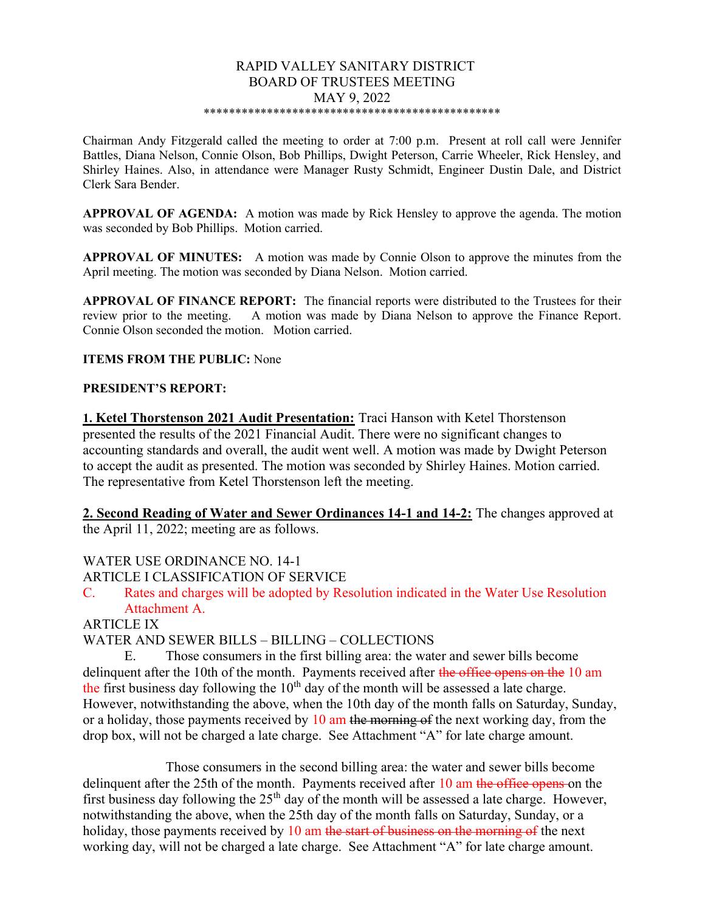# RAPID VALLEY SANITARY DISTRICT
## BOARD OF TRUSTEES MEETING
## MAY 9, 2022

\*\*\*\*\*\*\*\*\*\*\*\*\*\*\*\*\*\*\*\*\*\*\*\*\*\*\*\*\*\*\*\*\*\*\*\*\*\*\*\*\*\*\*\*\*\*\*

Chairman Andy Fitzgerald called the meeting to order at 7:00 p.m. Present at roll call were Jennifer Battles, Diana Nelson, Connie Olson, Bob Phillips, Dwight Peterson, Carrie Wheeler, Rick Hensley, and Shirley Haines. Also, in attendance were Manager Rusty Schmidt, Engineer Dustin Dale, and District Clerk Sara Bender.

**APPROVAL OF AGENDA:** A motion was made by Rick Hensley to approve the agenda. The motion was seconded by Bob Phillips. Motion carried.

**APPROVAL OF MINUTES:** A motion was made by Connie Olson to approve the minutes from the April meeting. The motion was seconded by Diana Nelson. Motion carried.

**APPROVAL OF FINANCE REPORT:** The financial reports were distributed to the Trustees for their review prior to the meeting. A motion was made by Diana Nelson to approve the Finance Report. Connie Olson seconded the motion. Motion carried.

**ITEMS FROM THE PUBLIC:** None

**PRESIDENT'S REPORT:**

**1. Ketel Thorstenson 2021 Audit Presentation:** Traci Hanson with Ketel Thorstenson presented the results of the 2021 Financial Audit. There were no significant changes to accounting standards and overall, the audit went well. A motion was made by Dwight Peterson to accept the audit as presented. The motion was seconded by Shirley Haines. Motion carried. The representative from Ketel Thorstenson left the meeting.

**2. Second Reading of Water and Sewer Ordinances 14-1 and 14-2:** The changes approved at the April 11, 2022; meeting are as follows.

WATER USE ORDINANCE NO. 14-1

ARTICLE I CLASSIFICATION OF SERVICE

C. Rates and charges will be adopted by Resolution indicated in the Water Use Resolution Attachment A.

ARTICLE IX

WATER AND SEWER BILLS – BILLING – COLLECTIONS

E. Those consumers in the first billing area: the water and sewer bills become delinquent after the 10th of the month. Payments received after ~~the office opens on the~~ 10 am the first business day following the 10th day of the month will be assessed a late charge. However, notwithstanding the above, when the 10th day of the month falls on Saturday, Sunday, or a holiday, those payments received by 10 am ~~the morning of~~ the next working day, from the drop box, will not be charged a late charge. See Attachment "A" for late charge amount.

Those consumers in the second billing area: the water and sewer bills become delinquent after the 25th of the month. Payments received after 10 am ~~the office opens~~ on the first business day following the 25th day of the month will be assessed a late charge. However, notwithstanding the above, when the 25th day of the month falls on Saturday, Sunday, or a holiday, those payments received by 10 am ~~the start of business on the morning of~~ the next working day, will not be charged a late charge. See Attachment "A" for late charge amount.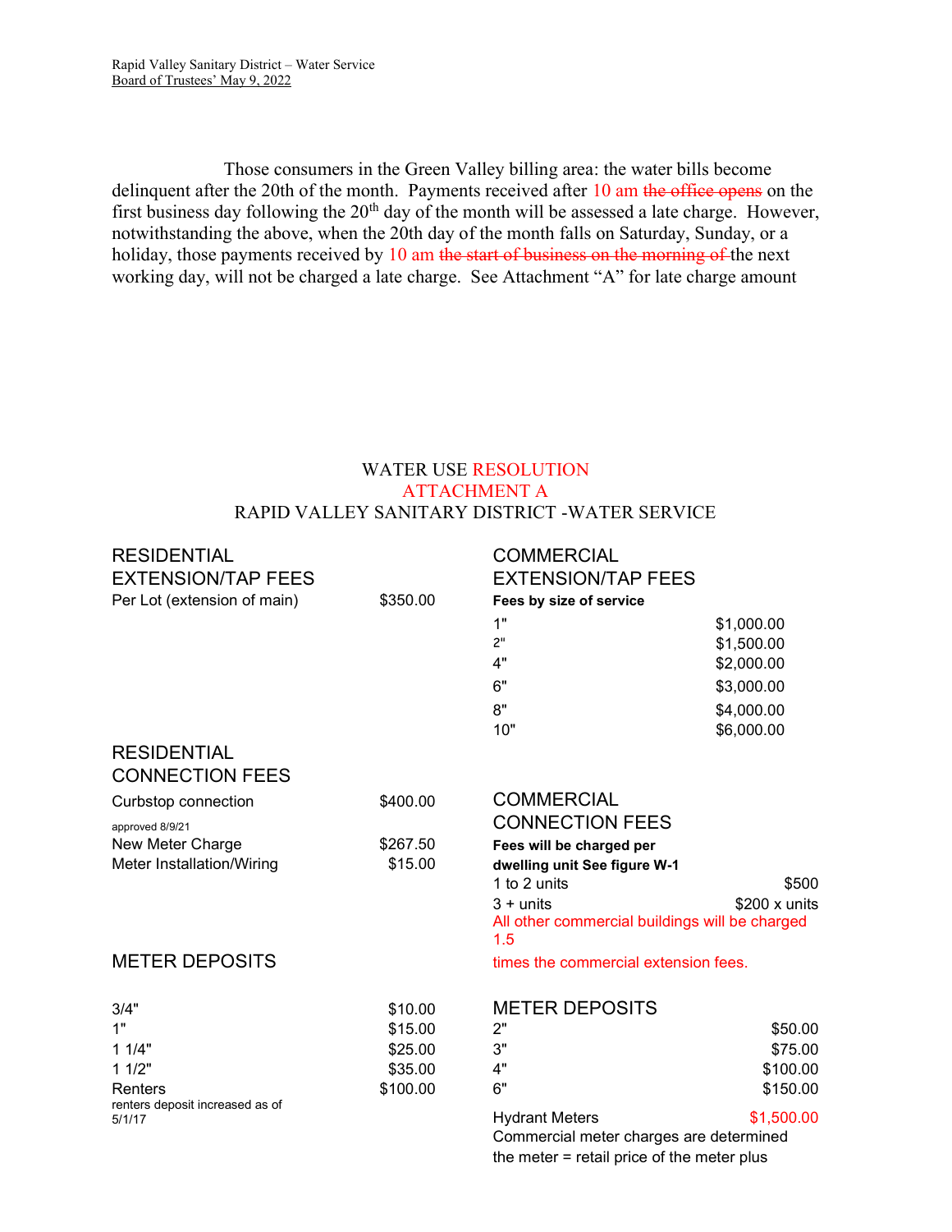Those consumers in the Green Valley billing area: the water bills become delinquent after the 20th of the month. Payments received after 10 am ~~the office opens~~ on the first business day following the 20th day of the month will be assessed a late charge. However, notwithstanding the above, when the 20th day of the month falls on Saturday, Sunday, or a holiday, those payments received by 10 am ~~the start of business on the morning of~~ the next working day, will not be charged a late charge. See Attachment "A" for late charge amount

# WATER USE RESOLUTION
## ATTACHMENT A
## RAPID VALLEY SANITARY DISTRICT -WATER SERVICE

### RESIDENTIAL EXTENSION/TAP FEES

| | |
|---|---|
| Per Lot (extension of main) | $350.00 |

### RESIDENTIAL CONNECTION FEES

| | |
|---|---|
| Curbstop connection | $400.00 |
| approved 8/9/21 | |
| New Meter Charge | $267.50 |
| Meter Installation/Wiring | $15.00 |

### METER DEPOSITS

| | |
|---|---|
| 3/4" | $10.00 |
| 1" | $15.00 |
| 1 1/4" | $25.00 |
| 1 1/2" | $35.00 |
| Renters | $100.00 |

renters deposit increased as of 5/1/17

### COMMERCIAL EXTENSION/TAP FEES

**Fees by size of service**

| | |
|---|---|
| 1" | $1,000.00 |
| 2" | $1,500.00 |
| 4" | $2,000.00 |
| 6" | $3,000.00 |
| 8" | $4,000.00 |
| 10" | $6,000.00 |

### COMMERCIAL CONNECTION FEES

**Fees will be charged per dwelling unit See figure W-1**

| | |
|---|---|
| 1 to 2 units | $500 |
| 3 + units | $200 x units |

All other commercial buildings will be charged 1.5 times the commercial extension fees.

### METER DEPOSITS

| | |
|---|---|
| 2" | $50.00 |
| 3" | $75.00 |
| 4" | $100.00 |
| 6" | $150.00 |
| Hydrant Meters | $1,500.00 |

Commercial meter charges are determined the meter = retail price of the meter plus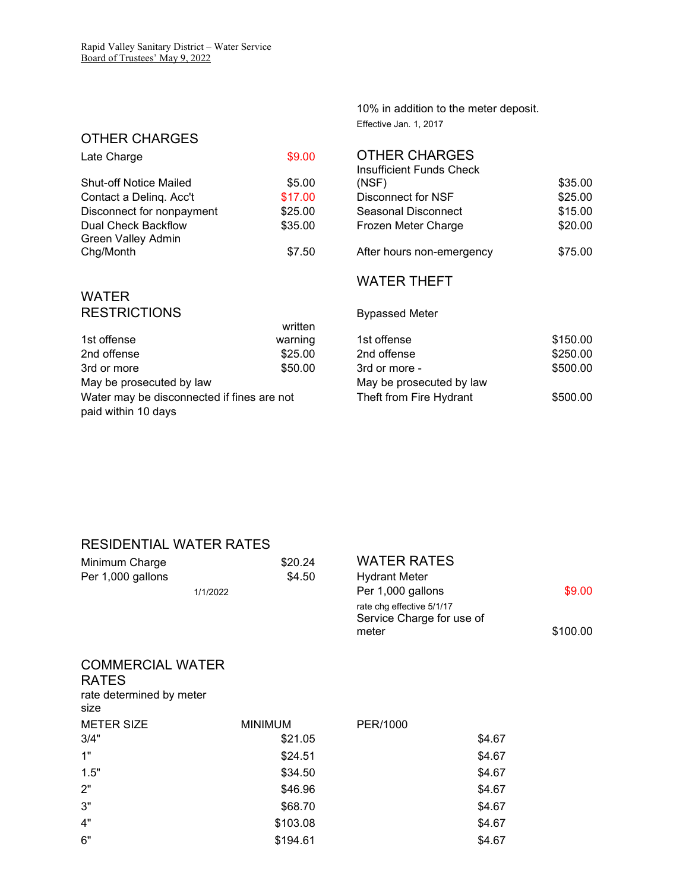10% in addition to the meter deposit.

Effective Jan. 1, 2017

## OTHER CHARGES

| | |
|---|---|
| Late Charge | $9.00 |
| Shut-off Notice Mailed | $5.00 |
| Contact a Delinq. Acc't | $17.00 |
| Disconnect for nonpayment | $25.00 |
| Dual Check Backflow | $35.00 |
| Green Valley Admin Chg/Month | $7.50 |

## OTHER CHARGES

| | |
|---|---|
| Insufficient Funds Check (NSF) | $35.00 |
| Disconnect for NSF | $25.00 |
| Seasonal Disconnect | $15.00 |
| Frozen Meter Charge | $20.00 |
| After hours non-emergency | $75.00 |

## WATER RESTRICTIONS

| | |
|---|---|
| 1st offense | written warning |
| 2nd offense | $25.00 |
| 3rd or more | $50.00 |

May be prosecuted by law

Water may be disconnected if fines are not paid within 10 days

## WATER THEFT

Bypassed Meter

| | |
|---|---|
| 1st offense | $150.00 |
| 2nd offense | $250.00 |
| 3rd or more - | $500.00 |

May be prosecuted by law

| | |
|---|---|
| Theft from Fire Hydrant | $500.00 |

## RESIDENTIAL WATER RATES

| | |
|---|---|
| Minimum Charge | $20.24 |
| Per 1,000 gallons | $4.50 |

1/1/2022

## WATER RATES

Hydrant Meter

| | |
|---|---|
| Per 1,000 gallons | $9.00 |

rate chg effective 5/1/17

| | |
|---|---|
| Service Charge for use of meter | $100.00 |

## COMMERCIAL WATER RATES

rate determined by meter size

| METER SIZE | MINIMUM | PER/1000 |
|---|---|---|
| 3/4" | $21.05 | $4.67 |
| 1" | $24.51 | $4.67 |
| 1.5" | $34.50 | $4.67 |
| 2" | $46.96 | $4.67 |
| 3" | $68.70 | $4.67 |
| 4" | $103.08 | $4.67 |
| 6" | $194.61 | $4.67 |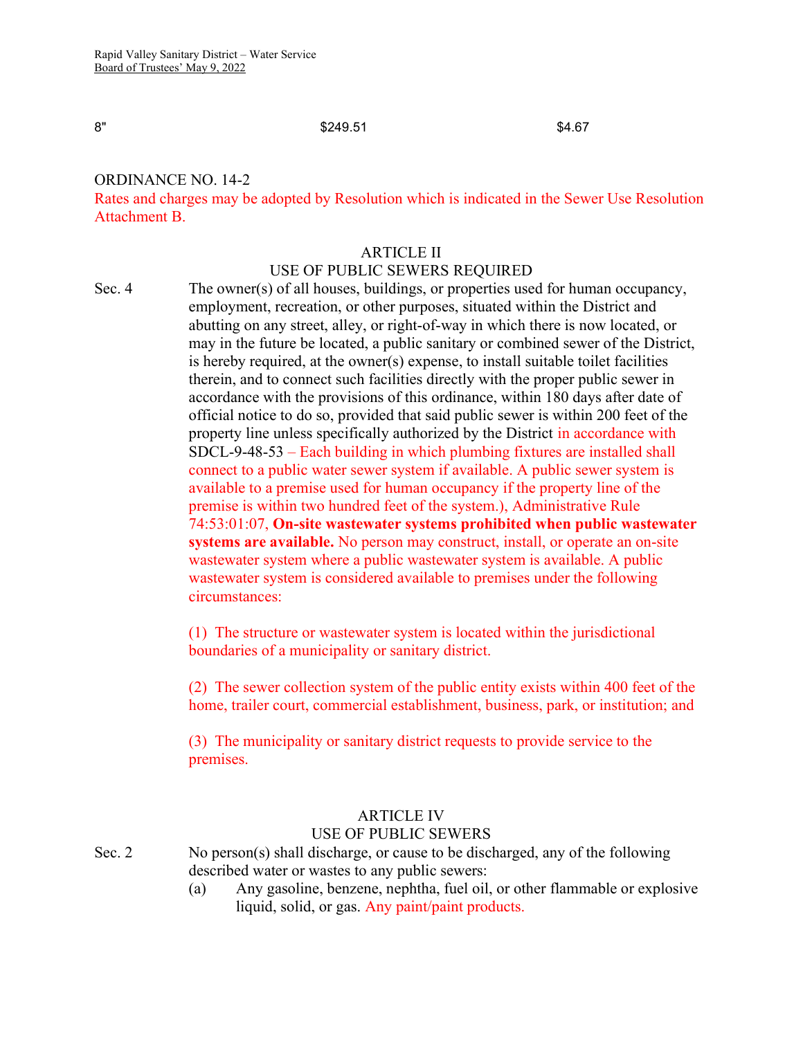| 8" | $249.51 | $4.67 |
|---|---|---|

ORDINANCE NO. 14-2

Rates and charges may be adopted by Resolution which is indicated in the Sewer Use Resolution Attachment B.

## ARTICLE II
## USE OF PUBLIC SEWERS REQUIRED

Sec. 4 The owner(s) of all houses, buildings, or properties used for human occupancy, employment, recreation, or other purposes, situated within the District and abutting on any street, alley, or right-of-way in which there is now located, or may in the future be located, a public sanitary or combined sewer of the District, is hereby required, at the owner(s) expense, to install suitable toilet facilities therein, and to connect such facilities directly with the proper public sewer in accordance with the provisions of this ordinance, within 180 days after date of official notice to do so, provided that said public sewer is within 200 feet of the property line unless specifically authorized by the District in accordance with SDCL-9-48-53 – Each building in which plumbing fixtures are installed shall connect to a public water sewer system if available. A public sewer system is available to a premise used for human occupancy if the property line of the premise is within two hundred feet of the system.), Administrative Rule 74:53:01:07, **On-site wastewater systems prohibited when public wastewater systems are available.** No person may construct, install, or operate an on-site wastewater system where a public wastewater system is available. A public wastewater system is considered available to premises under the following circumstances:

(1) The structure or wastewater system is located within the jurisdictional boundaries of a municipality or sanitary district.

(2) The sewer collection system of the public entity exists within 400 feet of the home, trailer court, commercial establishment, business, park, or institution; and

(3) The municipality or sanitary district requests to provide service to the premises.

## ARTICLE IV
## USE OF PUBLIC SEWERS

Sec. 2 No person(s) shall discharge, or cause to be discharged, any of the following described water or wastes to any public sewers:

(a) Any gasoline, benzene, nephtha, fuel oil, or other flammable or explosive liquid, solid, or gas. Any paint/paint products.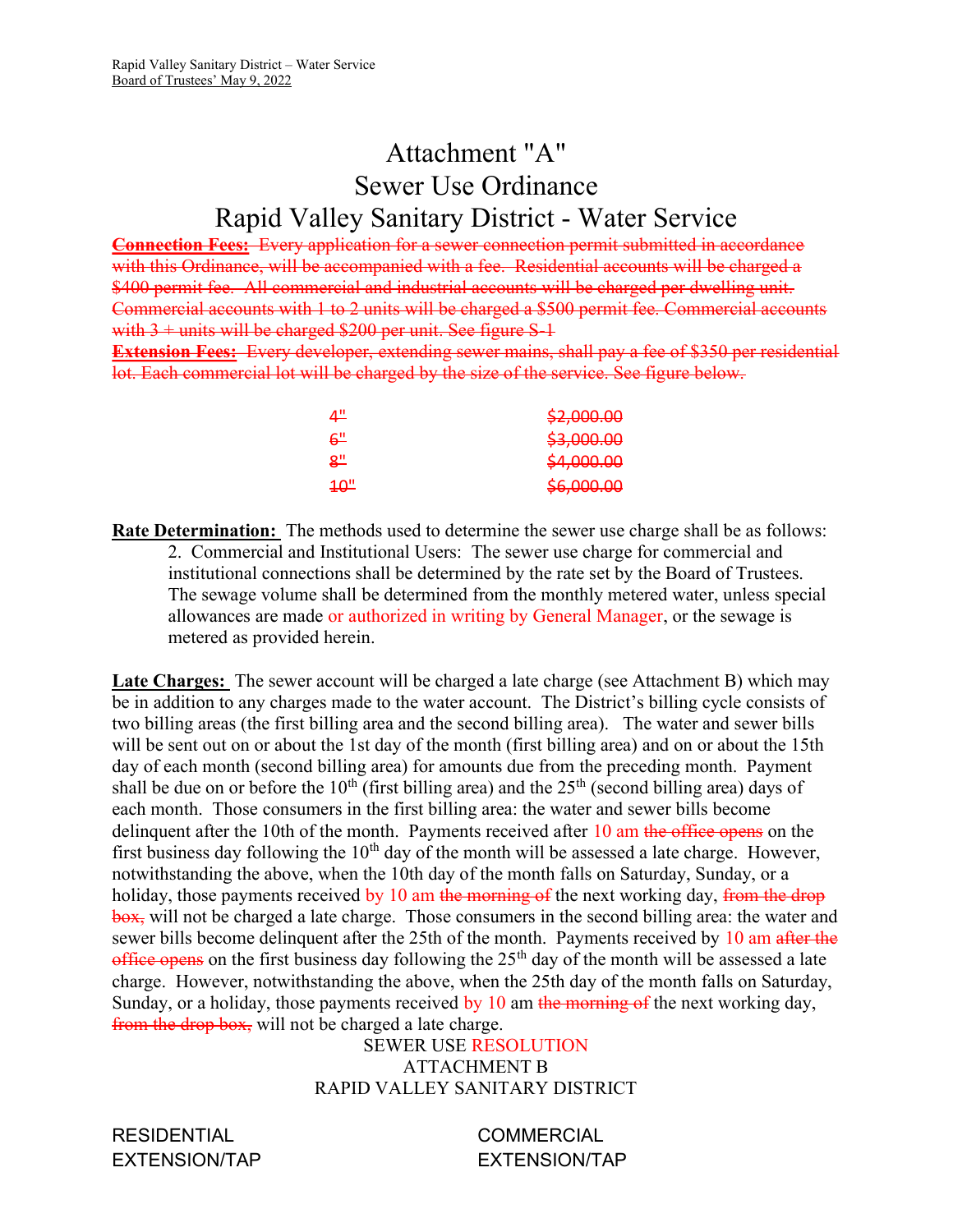Attachment "A"
Sewer Use Ordinance
Rapid Valley Sanitary District - Water Service

~~**Connection Fees:** Every application for a sewer connection permit submitted in accordance with this Ordinance, will be accompanied with a fee. Residential accounts will be charged a $400 permit fee. All commercial and industrial accounts will be charged per dwelling unit. Commercial accounts with 1 to 2 units will be charged a $500 permit fee. Commercial accounts with 3 + units will be charged $200 per unit. See figure S-1~~

~~**Extension Fees:** Every developer, extending sewer mains, shall pay a fee of $350 per residential lot. Each commercial lot will be charged by the size of the service. See figure below.~~

| | |
|---|---|
| ~~4"~~ | ~~$2,000.00~~ |
| ~~6"~~ | ~~$3,000.00~~ |
| ~~8"~~ | ~~$4,000.00~~ |
| ~~10"~~ | ~~$6,000.00~~ |

**Rate Determination:** The methods used to determine the sewer use charge shall be as follows:

2. Commercial and Institutional Users: The sewer use charge for commercial and institutional connections shall be determined by the rate set by the Board of Trustees. The sewage volume shall be determined from the monthly metered water, unless special allowances are made or authorized in writing by General Manager, or the sewage is metered as provided herein.

**Late Charges:** The sewer account will be charged a late charge (see Attachment B) which may be in addition to any charges made to the water account. The District's billing cycle consists of two billing areas (the first billing area and the second billing area). The water and sewer bills will be sent out on or about the 1st day of the month (first billing area) and on or about the 15th day of each month (second billing area) for amounts due from the preceding month. Payment shall be due on or before the 10th (first billing area) and the 25th (second billing area) days of each month. Those consumers in the first billing area: the water and sewer bills become delinquent after the 10th of the month. Payments received after 10 am ~~the office opens~~ on the first business day following the 10th day of the month will be assessed a late charge. However, notwithstanding the above, when the 10th day of the month falls on Saturday, Sunday, or a holiday, those payments received by 10 am ~~the morning of~~ the next working day, ~~from the drop box,~~ will not be charged a late charge. Those consumers in the second billing area: the water and sewer bills become delinquent after the 25th of the month. Payments received by 10 am ~~after the office opens~~ on the first business day following the 25th day of the month will be assessed a late charge. However, notwithstanding the above, when the 25th day of the month falls on Saturday, Sunday, or a holiday, those payments received by 10 am ~~the morning of~~ the next working day, ~~from the drop box,~~ will not be charged a late charge.

SEWER USE RESOLUTION
ATTACHMENT B
RAPID VALLEY SANITARY DISTRICT

| RESIDENTIAL EXTENSION/TAP | COMMERCIAL EXTENSION/TAP |
|---|---|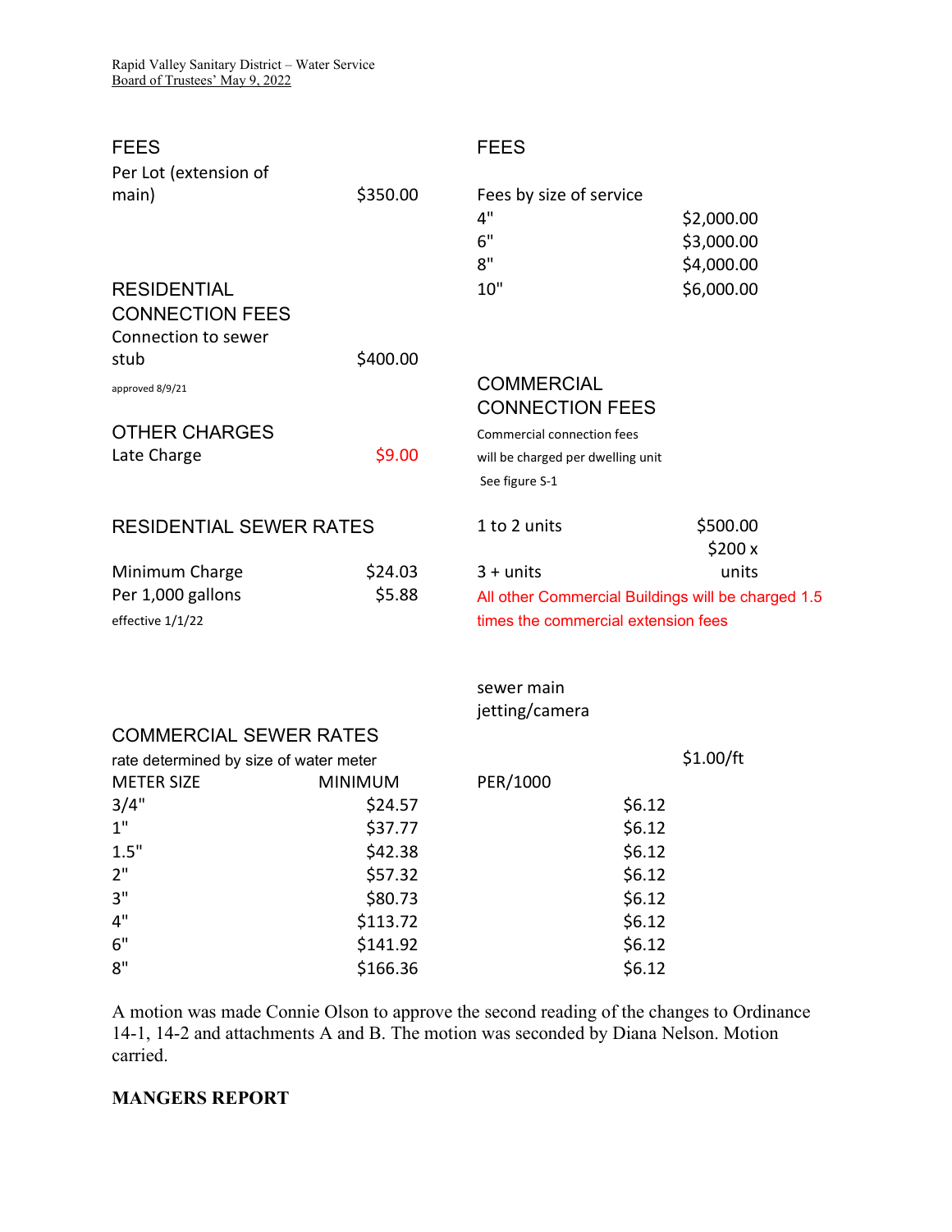## FEES

| | |
|---|---|
| Per Lot (extension of main) | $350.00 |

## RESIDENTIAL CONNECTION FEES

| | |
|---|---|
| Connection to sewer stub | $400.00 |

approved 8/9/21

## OTHER CHARGES

| | |
|---|---|
| Late Charge | $9.00 |

## RESIDENTIAL SEWER RATES

| | |
|---|---|
| Minimum Charge | $24.03 |
| Per 1,000 gallons | $5.88 |

effective 1/1/22

## FEES

Fees by size of service

| | |
|---|---|
| 4" | $2,000.00 |
| 6" | $3,000.00 |
| 8" | $4,000.00 |
| 10" | $6,000.00 |

## COMMERCIAL CONNECTION FEES

Commercial connection fees will be charged per dwelling unit

See figure S-1

| | |
|---|---|
| 1 to 2 units | $500.00 |
| 3 + units | $200 x units |

All other Commercial Buildings will be charged 1.5 times the commercial extension fees

| | |
|---|---|
| sewer main jetting/camera | $1.00/ft |

## COMMERCIAL SEWER RATES

rate determined by size of water meter

| METER SIZE | MINIMUM | PER/1000 |
|---|---|---|
| 3/4" | $24.57 | $6.12 |
| 1" | $37.77 | $6.12 |
| 1.5" | $42.38 | $6.12 |
| 2" | $57.32 | $6.12 |
| 3" | $80.73 | $6.12 |
| 4" | $113.72 | $6.12 |
| 6" | $141.92 | $6.12 |
| 8" | $166.36 | $6.12 |

A motion was made Connie Olson to approve the second reading of the changes to Ordinance 14-1, 14-2 and attachments A and B. The motion was seconded by Diana Nelson. Motion carried.

**MANGERS REPORT**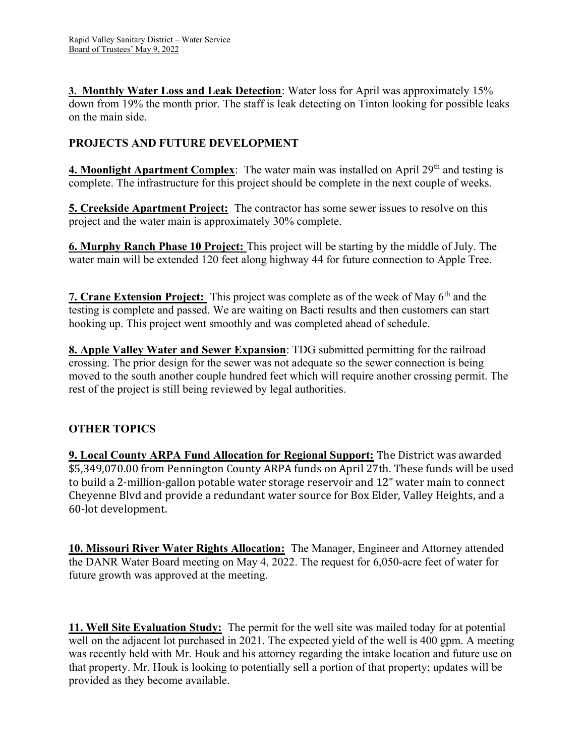**3. Monthly Water Loss and Leak Detection**: Water loss for April was approximately 15% down from 19% the month prior. The staff is leak detecting on Tinton looking for possible leaks on the main side.

## PROJECTS AND FUTURE DEVELOPMENT

**4. Moonlight Apartment Complex**: The water main was installed on April 29th and testing is complete. The infrastructure for this project should be complete in the next couple of weeks.

**5. Creekside Apartment Project:** The contractor has some sewer issues to resolve on this project and the water main is approximately 30% complete.

**6. Murphy Ranch Phase 10 Project:** This project will be starting by the middle of July. The water main will be extended 120 feet along highway 44 for future connection to Apple Tree.

**7. Crane Extension Project:** This project was complete as of the week of May 6th and the testing is complete and passed. We are waiting on Bacti results and then customers can start hooking up. This project went smoothly and was completed ahead of schedule.

**8. Apple Valley Water and Sewer Expansion**: TDG submitted permitting for the railroad crossing. The prior design for the sewer was not adequate so the sewer connection is being moved to the south another couple hundred feet which will require another crossing permit. The rest of the project is still being reviewed by legal authorities.

## OTHER TOPICS

**9. Local County ARPA Fund Allocation for Regional Support:** The District was awarded $5,349,070.00 from Pennington County ARPA funds on April 27th. These funds will be used to build a 2-million-gallon potable water storage reservoir and 12" water main to connect Cheyenne Blvd and provide a redundant water source for Box Elder, Valley Heights, and a 60-lot development.

**10. Missouri River Water Rights Allocation:** The Manager, Engineer and Attorney attended the DANR Water Board meeting on May 4, 2022. The request for 6,050-acre feet of water for future growth was approved at the meeting.

**11. Well Site Evaluation Study:** The permit for the well site was mailed today for at potential well on the adjacent lot purchased in 2021. The expected yield of the well is 400 gpm. A meeting was recently held with Mr. Houk and his attorney regarding the intake location and future use on that property. Mr. Houk is looking to potentially sell a portion of that property; updates will be provided as they become available.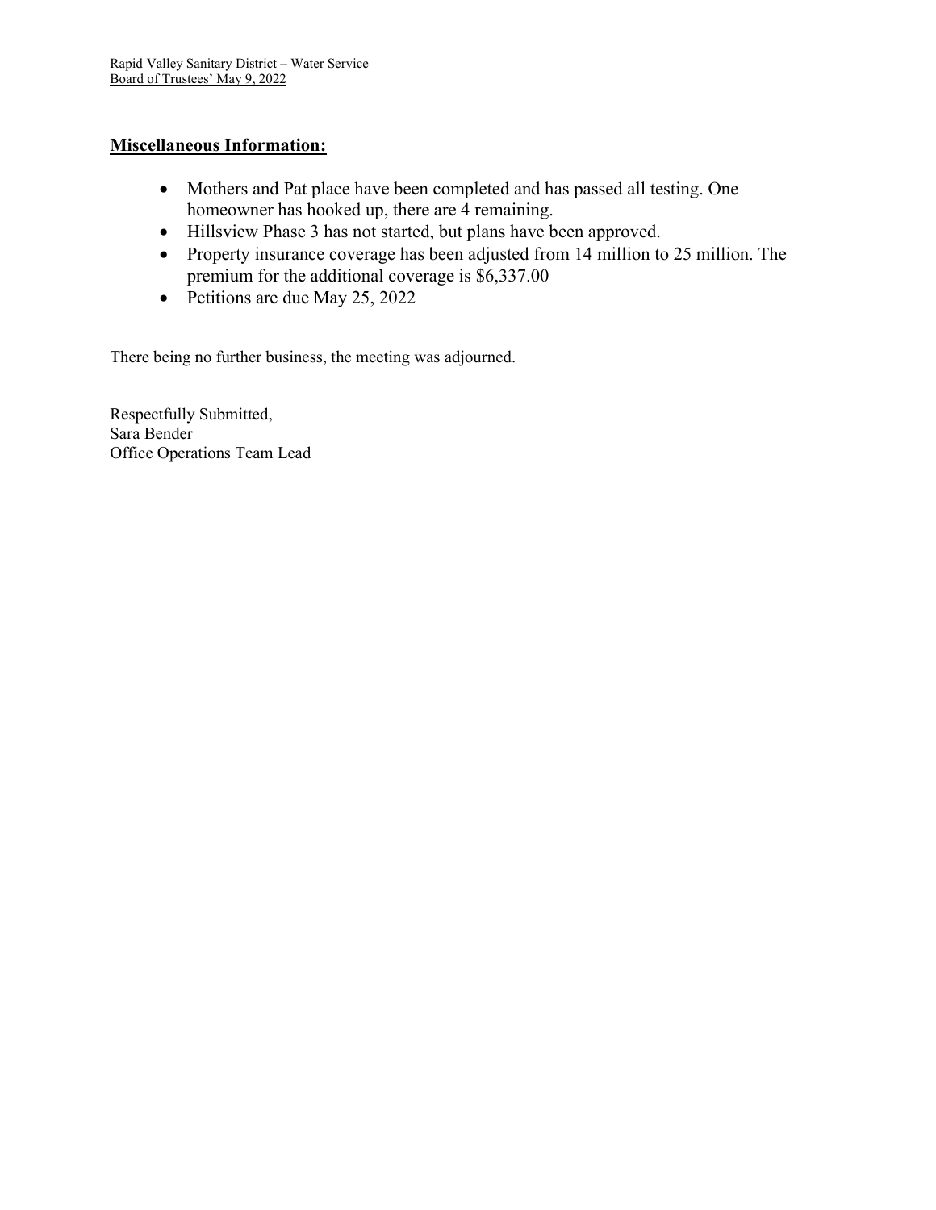**Miscellaneous Information:**

- Mothers and Pat place have been completed and has passed all testing. One homeowner has hooked up, there are 4 remaining.
- Hillsview Phase 3 has not started, but plans have been approved.
- Property insurance coverage has been adjusted from 14 million to 25 million. The premium for the additional coverage is $6,337.00
- Petitions are due May 25, 2022

There being no further business, the meeting was adjourned.

Respectfully Submitted,
Sara Bender
Office Operations Team Lead